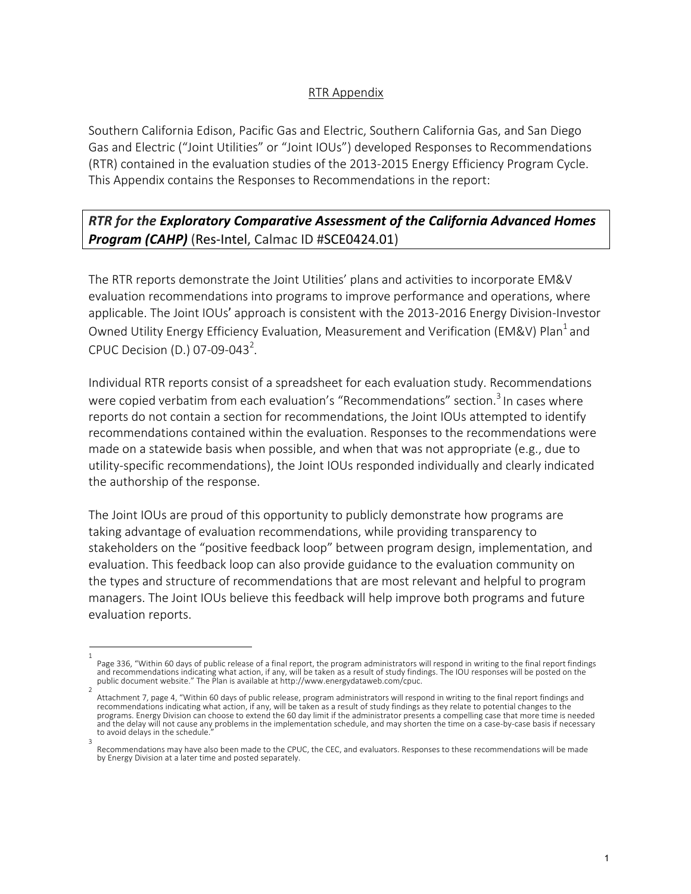RTR Appendix

Southern California Edison, Pacific Gas and Electric, Southern California Gas, and San Diego Gas and Electric ("Joint Utilities" or "Joint IOUs") developed Responses to Recommendations (RTR) contained in the evaluation studies of the 2013-2015 Energy Efficiency Program Cycle. This Appendix contains the Responses to Recommendations in the report:

***RTR for the Exploratory Comparative Assessment of the California Advanced Homes Program (CAHP)*** (Res-Intel, Calmac ID #SCE0424.01)

The RTR reports demonstrate the Joint Utilities' plans and activities to incorporate EM&V evaluation recommendations into programs to improve performance and operations, where applicable. The Joint IOUs' approach is consistent with the 2013-2016 Energy Division-Investor Owned Utility Energy Efficiency Evaluation, Measurement and Verification (EM&V) Plan[1] and CPUC Decision (D.) 07-09-043[2].

Individual RTR reports consist of a spreadsheet for each evaluation study. Recommendations were copied verbatim from each evaluation's "Recommendations" section.[3] In cases where reports do not contain a section for recommendations, the Joint IOUs attempted to identify recommendations contained within the evaluation. Responses to the recommendations were made on a statewide basis when possible, and when that was not appropriate (e.g., due to utility-specific recommendations), the Joint IOUs responded individually and clearly indicated the authorship of the response.

The Joint IOUs are proud of this opportunity to publicly demonstrate how programs are taking advantage of evaluation recommendations, while providing transparency to stakeholders on the "positive feedback loop" between program design, implementation, and evaluation. This feedback loop can also provide guidance to the evaluation community on the types and structure of recommendations that are most relevant and helpful to program managers. The Joint IOUs believe this feedback will help improve both programs and future evaluation reports.

---

[1] Page 336, "Within 60 days of public release of a final report, the program administrators will respond in writing to the final report findings and recommendations indicating what action, if any, will be taken as a result of study findings. The IOU responses will be posted on the public document website." The Plan is available at http://www.energydataweb.com/cpuc.

[2] Attachment 7, page 4, "Within 60 days of public release, program administrators will respond in writing to the final report findings and recommendations indicating what action, if any, will be taken as a result of study findings as they relate to potential changes to the programs. Energy Division can choose to extend the 60 day limit if the administrator presents a compelling case that more time is needed and the delay will not cause any problems in the implementation schedule, and may shorten the time on a case-by-case basis if necessary to avoid delays in the schedule."

[3] Recommendations may have also been made to the CPUC, the CEC, and evaluators. Responses to these recommendations will be made by Energy Division at a later time and posted separately.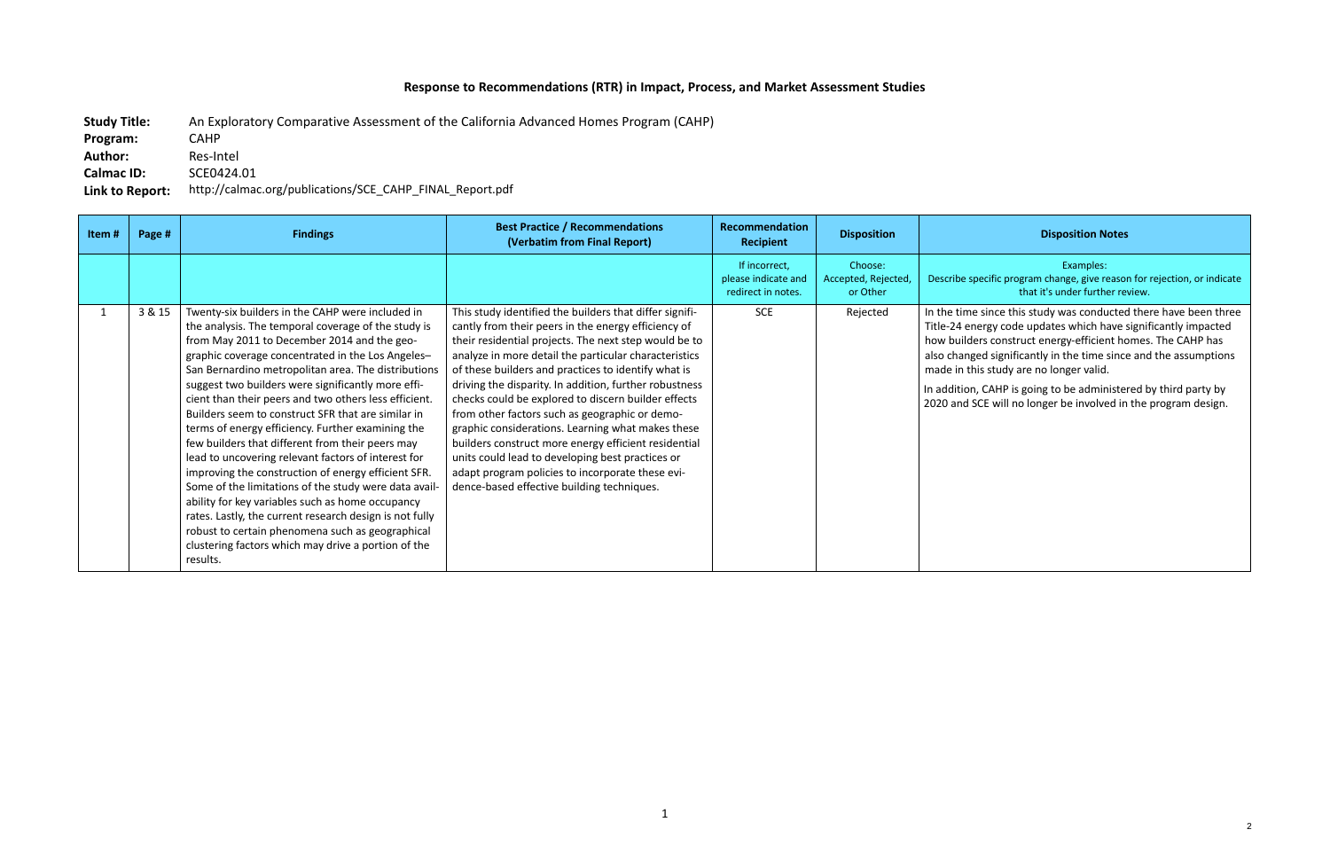# Response to Recommendations (RTR) in Impact, Process, and Market Assessment Studies

**Study Title:** An Exploratory Comparative Assessment of the California Advanced Homes Program (CAHP)
**Program:** CAHP
**Author:** Res-Intel
**Calmac ID:** SCE0424.01
**Link to Report:** http://calmac.org/publications/SCE_CAHP_FINAL_Report.pdf

| Item # | Page # | Findings | Best Practice / Recommendations (Verbatim from Final Report) | Recommendation Recipient | Disposition | Disposition Notes |
|---|---|---|---|---|---|---|
| | | | | If incorrect, please indicate and redirect in notes. | Choose: Accepted, Rejected, or Other | Examples: Describe specific program change, give reason for rejection, or indicate that it's under further review. |
| 1 | 3 & 15 | Twenty-six builders in the CAHP were included in the analysis. The temporal coverage of the study is from May 2011 to December 2014 and the geographic coverage concentrated in the Los Angeles–San Bernardino metropolitan area. The distributions suggest two builders were significantly more efficient than their peers and two others less efficient. Builders seem to construct SFR that are similar in terms of energy efficiency. Further examining the few builders that different from their peers may lead to uncovering relevant factors of interest for improving the construction of energy efficient SFR. Some of the limitations of the study were data availability for key variables such as home occupancy rates. Lastly, the current research design is not fully robust to certain phenomena such as geographical clustering factors which may drive a portion of the results. | This study identified the builders that differ significantly from their peers in the energy efficiency of their residential projects. The next step would be to analyze in more detail the particular characteristics of these builders and practices to identify what is driving the disparity. In addition, further robustness checks could be explored to discern builder effects from other factors such as geographic or demographic considerations. Learning what makes these builders construct more energy efficient residential units could lead to developing best practices or adapt program policies to incorporate these evidence-based effective building techniques. | SCE | Rejected | In the time since this study was conducted there have been three Title-24 energy code updates which have significantly impacted how builders construct energy-efficient homes. The CAHP has also changed significantly in the time since and the assumptions made in this study are no longer valid.<br><br>In addition, CAHP is going to be administered by third party by 2020 and SCE will no longer be involved in the program design. |